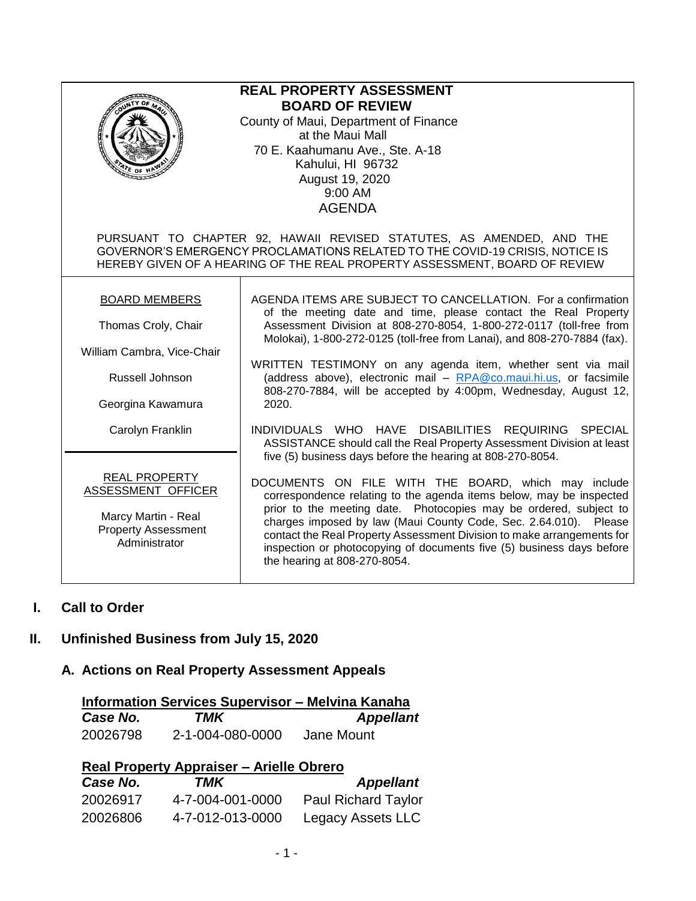# REAL PROPERTY ASSESSMENT BOARD OF REVIEW

County of Maui, Department of Finance
at the Maui Mall
70 E. Kaahumanu Ave., Ste. A-18
Kahului, HI 96732
August 19, 2020
9:00 AM
AGENDA

PURSUANT TO CHAPTER 92, HAWAII REVISED STATUTES, AS AMENDED, AND THE GOVERNOR'S EMERGENCY PROCLAMATIONS RELATED TO THE COVID-19 CRISIS, NOTICE IS HEREBY GIVEN OF A HEARING OF THE REAL PROPERTY ASSESSMENT, BOARD OF REVIEW

**BOARD MEMBERS**

Thomas Croly, Chair

William Cambra, Vice-Chair

Russell Johnson

Georgina Kawamura

Carolyn Franklin

**REAL PROPERTY ASSESSMENT OFFICER**

Marcy Martin - Real Property Assessment Administrator

AGENDA ITEMS ARE SUBJECT TO CANCELLATION. For a confirmation of the meeting date and time, please contact the Real Property Assessment Division at 808-270-8054, 1-800-272-0117 (toll-free from Molokai), 1-800-272-0125 (toll-free from Lanai), and 808-270-7884 (fax).

WRITTEN TESTIMONY on any agenda item, whether sent via mail (address above), electronic mail – RPA@co.maui.hi.us, or facsimile 808-270-7884, will be accepted by 4:00pm, Wednesday, August 12, 2020.

INDIVIDUALS WHO HAVE DISABILITIES REQUIRING SPECIAL ASSISTANCE should call the Real Property Assessment Division at least five (5) business days before the hearing at 808-270-8054.

DOCUMENTS ON FILE WITH THE BOARD, which may include correspondence relating to the agenda items below, may be inspected prior to the meeting date. Photocopies may be ordered, subject to charges imposed by law (Maui County Code, Sec. 2.64.010). Please contact the Real Property Assessment Division to make arrangements for inspection or photocopying of documents five (5) business days before the hearing at 808-270-8054.

## I. Call to Order

## II. Unfinished Business from July 15, 2020

### A. Actions on Real Property Assessment Appeals

**Information Services Supervisor – Melvina Kanaha**

| *Case No.* | *TMK* | *Appellant* |
|---|---|---|
| 20026798 | 2-1-004-080-0000 | Jane Mount |

**Real Property Appraiser – Arielle Obrero**

| *Case No.* | *TMK* | *Appellant* |
|---|---|---|
| 20026917 | 4-7-004-001-0000 | Paul Richard Taylor |
| 20026806 | 4-7-012-013-0000 | Legacy Assets LLC |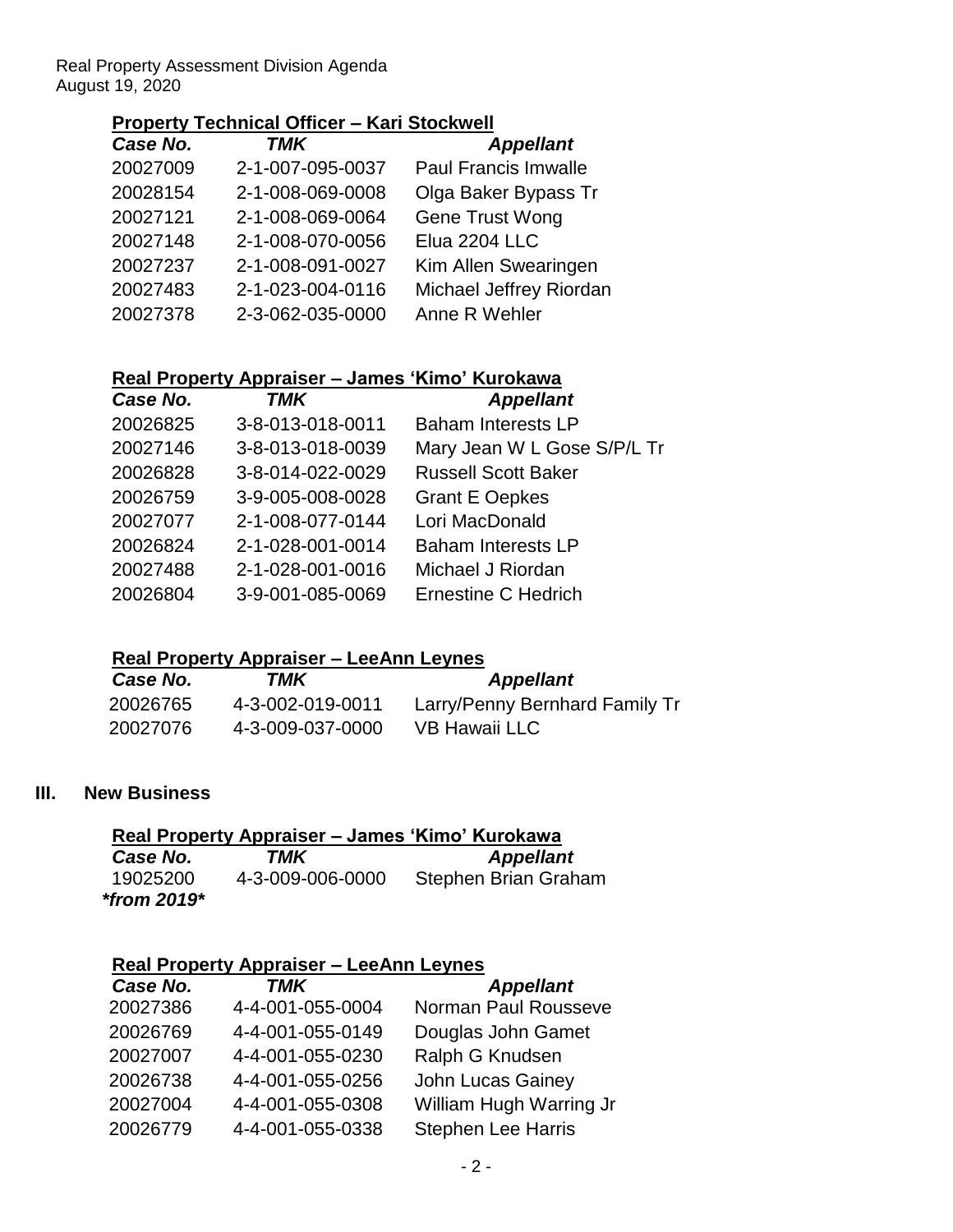**Property Technical Officer – Kari Stockwell**

| *Case No.* | *TMK* | *Appellant* |
|---|---|---|
| 20027009 | 2-1-007-095-0037 | Paul Francis Imwalle |
| 20028154 | 2-1-008-069-0008 | Olga Baker Bypass Tr |
| 20027121 | 2-1-008-069-0064 | Gene Trust Wong |
| 20027148 | 2-1-008-070-0056 | Elua 2204 LLC |
| 20027237 | 2-1-008-091-0027 | Kim Allen Swearingen |
| 20027483 | 2-1-023-004-0116 | Michael Jeffrey Riordan |
| 20027378 | 2-3-062-035-0000 | Anne R Wehler |

**Real Property Appraiser – James 'Kimo' Kurokawa**

| *Case No.* | *TMK* | *Appellant* |
|---|---|---|
| 20026825 | 3-8-013-018-0011 | Baham Interests LP |
| 20027146 | 3-8-013-018-0039 | Mary Jean W L Gose S/P/L Tr |
| 20026828 | 3-8-014-022-0029 | Russell Scott Baker |
| 20026759 | 3-9-005-008-0028 | Grant E Oepkes |
| 20027077 | 2-1-008-077-0144 | Lori MacDonald |
| 20026824 | 2-1-028-001-0014 | Baham Interests LP |
| 20027488 | 2-1-028-001-0016 | Michael J Riordan |
| 20026804 | 3-9-001-085-0069 | Ernestine C Hedrich |

**Real Property Appraiser – LeeAnn Leynes**

| *Case No.* | *TMK* | *Appellant* |
|---|---|---|
| 20026765 | 4-3-002-019-0011 | Larry/Penny Bernhard Family Tr |
| 20027076 | 4-3-009-037-0000 | VB Hawaii LLC |

## III. New Business

**Real Property Appraiser – James 'Kimo' Kurokawa**

| *Case No.* | *TMK* | *Appellant* |
|---|---|---|
| 19025200 *\*from 2019\** | 4-3-009-006-0000 | Stephen Brian Graham |

**Real Property Appraiser – LeeAnn Leynes**

| *Case No.* | *TMK* | *Appellant* |
|---|---|---|
| 20027386 | 4-4-001-055-0004 | Norman Paul Rousseve |
| 20026769 | 4-4-001-055-0149 | Douglas John Gamet |
| 20027007 | 4-4-001-055-0230 | Ralph G Knudsen |
| 20026738 | 4-4-001-055-0256 | John Lucas Gainey |
| 20027004 | 4-4-001-055-0308 | William Hugh Warring Jr |
| 20026779 | 4-4-001-055-0338 | Stephen Lee Harris |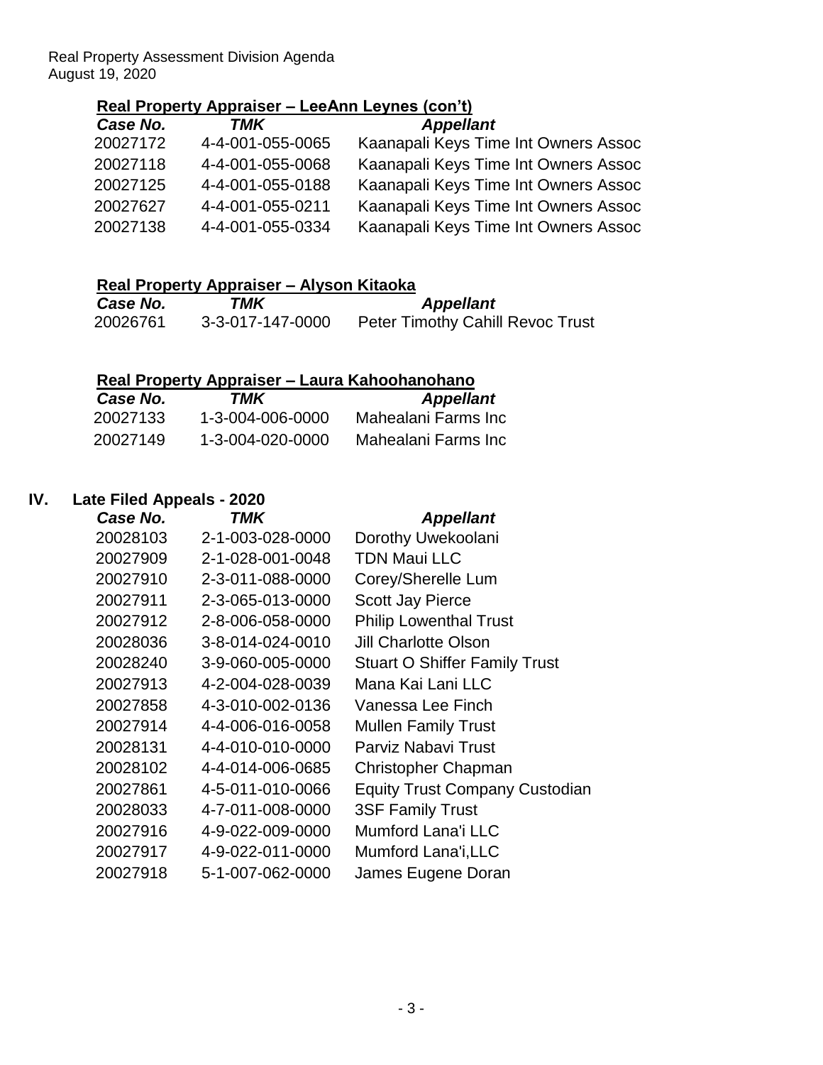**Real Property Appraiser – LeeAnn Leynes (con't)**

| *Case No.* | *TMK* | *Appellant* |
|---|---|---|
| 20027172 | 4-4-001-055-0065 | Kaanapali Keys Time Int Owners Assoc |
| 20027118 | 4-4-001-055-0068 | Kaanapali Keys Time Int Owners Assoc |
| 20027125 | 4-4-001-055-0188 | Kaanapali Keys Time Int Owners Assoc |
| 20027627 | 4-4-001-055-0211 | Kaanapali Keys Time Int Owners Assoc |
| 20027138 | 4-4-001-055-0334 | Kaanapali Keys Time Int Owners Assoc |

**Real Property Appraiser – Alyson Kitaoka**

| *Case No.* | *TMK* | *Appellant* |
|---|---|---|
| 20026761 | 3-3-017-147-0000 | Peter Timothy Cahill Revoc Trust |

**Real Property Appraiser – Laura Kahoohanohano**

| *Case No.* | *TMK* | *Appellant* |
|---|---|---|
| 20027133 | 1-3-004-006-0000 | Mahealani Farms Inc |
| 20027149 | 1-3-004-020-0000 | Mahealani Farms Inc |

## IV. Late Filed Appeals - 2020

| *Case No.* | *TMK* | *Appellant* |
|---|---|---|
| 20028103 | 2-1-003-028-0000 | Dorothy Uwekoolani |
| 20027909 | 2-1-028-001-0048 | TDN Maui LLC |
| 20027910 | 2-3-011-088-0000 | Corey/Sherelle Lum |
| 20027911 | 2-3-065-013-0000 | Scott Jay Pierce |
| 20027912 | 2-8-006-058-0000 | Philip Lowenthal Trust |
| 20028036 | 3-8-014-024-0010 | Jill Charlotte Olson |
| 20028240 | 3-9-060-005-0000 | Stuart O Shiffer Family Trust |
| 20027913 | 4-2-004-028-0039 | Mana Kai Lani LLC |
| 20027858 | 4-3-010-002-0136 | Vanessa Lee Finch |
| 20027914 | 4-4-006-016-0058 | Mullen Family Trust |
| 20028131 | 4-4-010-010-0000 | Parviz Nabavi Trust |
| 20028102 | 4-4-014-006-0685 | Christopher Chapman |
| 20027861 | 4-5-011-010-0066 | Equity Trust Company Custodian |
| 20028033 | 4-7-011-008-0000 | 3SF Family Trust |
| 20027916 | 4-9-022-009-0000 | Mumford Lana'i LLC |
| 20027917 | 4-9-022-011-0000 | Mumford Lana'i,LLC |
| 20027918 | 5-1-007-062-0000 | James Eugene Doran |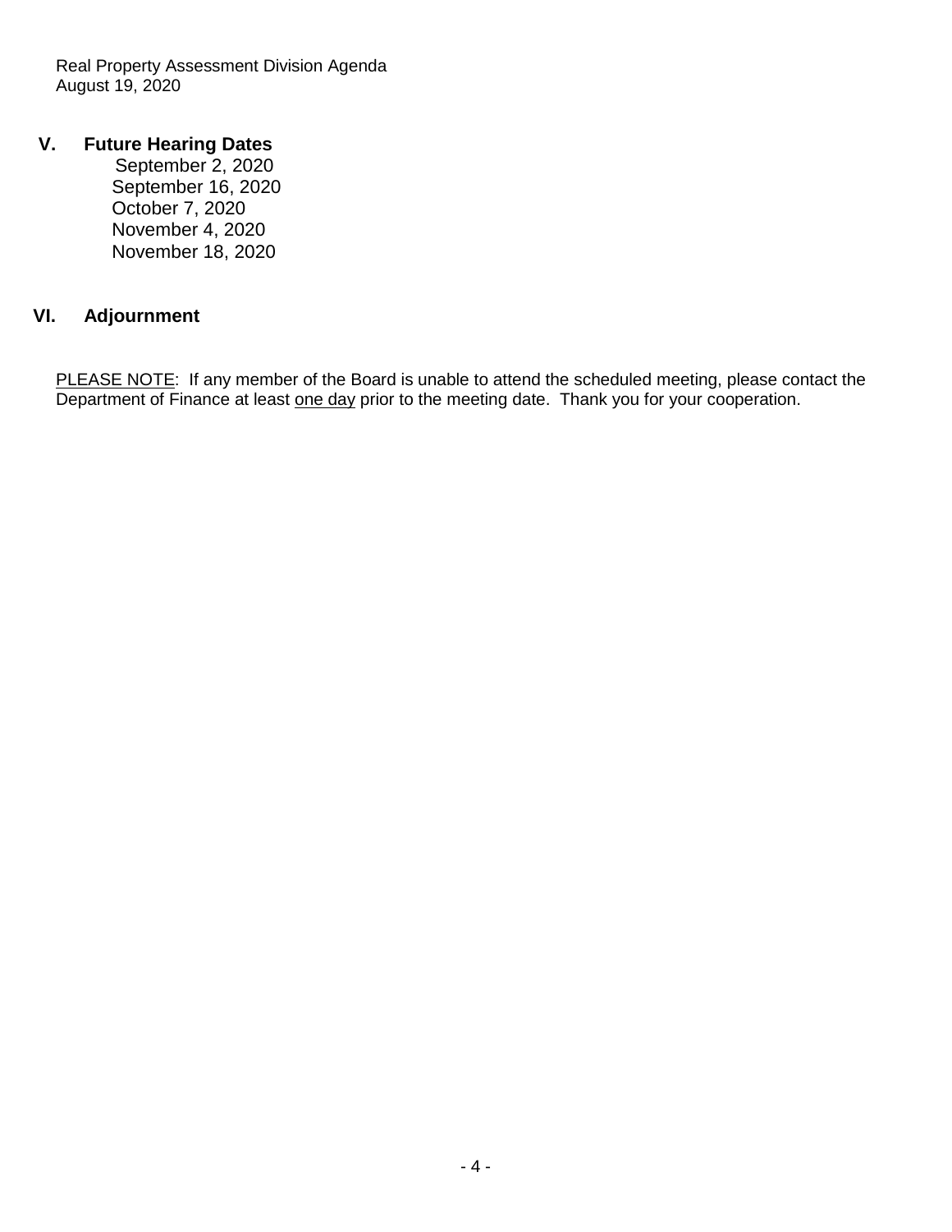## V. Future Hearing Dates

September 2, 2020
September 16, 2020
October 7, 2020
November 4, 2020
November 18, 2020

## VI. Adjournment

PLEASE NOTE: If any member of the Board is unable to attend the scheduled meeting, please contact the Department of Finance at least one day prior to the meeting date. Thank you for your cooperation.